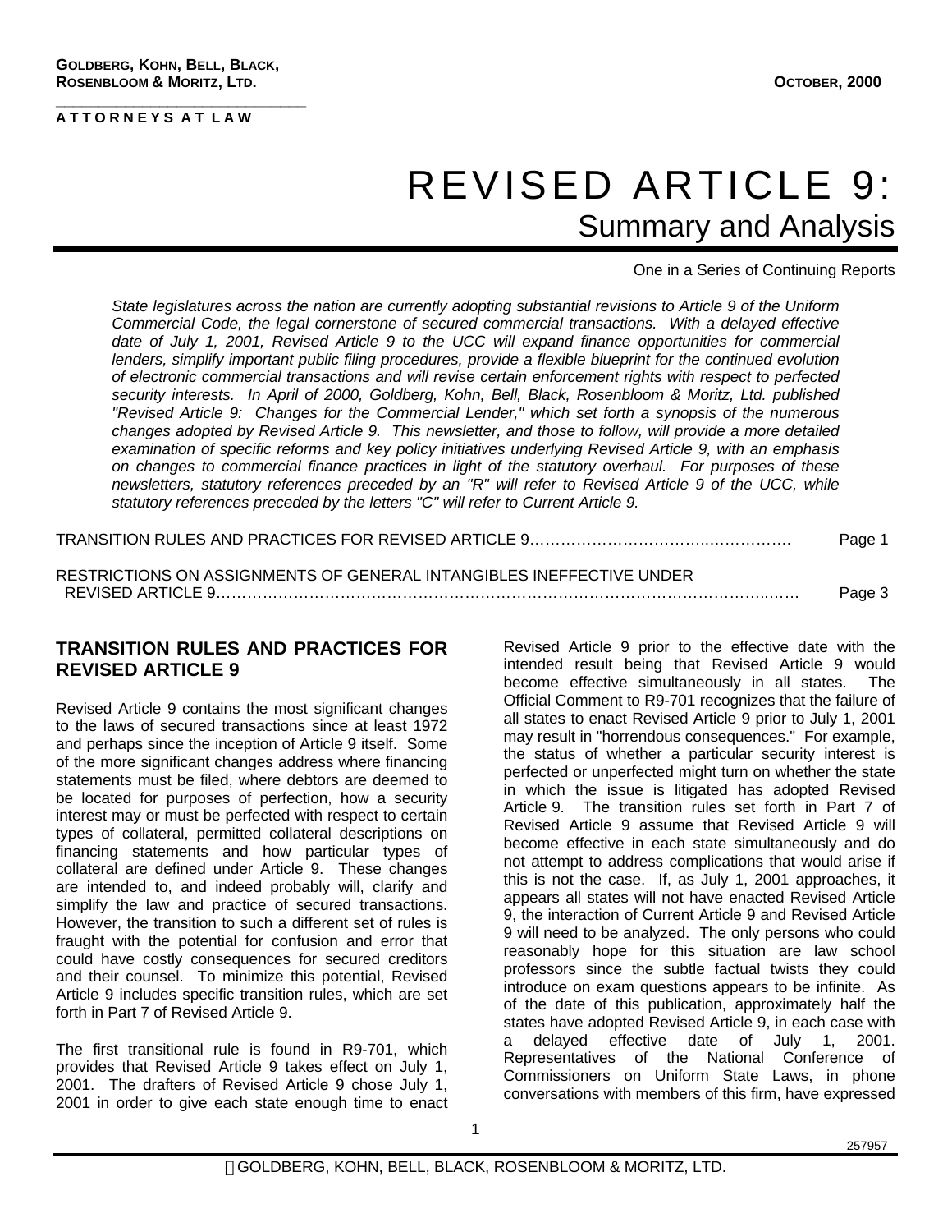**GOLDBERG, KOHN, BELL, BLACK, ROSENBLOOM & MORITZ, LTD.**

**ATTORNEYS AT LAW**

**OCTOBER, 2000**

# REVISED ARTICLE 9:
## Summary and Analysis

One in a Series of Continuing Reports

*State legislatures across the nation are currently adopting substantial revisions to Article 9 of the Uniform Commercial Code, the legal cornerstone of secured commercial transactions. With a delayed effective date of July 1, 2001, Revised Article 9 to the UCC will expand finance opportunities for commercial lenders, simplify important public filing procedures, provide a flexible blueprint for the continued evolution of electronic commercial transactions and will revise certain enforcement rights with respect to perfected security interests. In April of 2000, Goldberg, Kohn, Bell, Black, Rosenbloom & Moritz, Ltd. published "Revised Article 9: Changes for the Commercial Lender," which set forth a synopsis of the numerous changes adopted by Revised Article 9. This newsletter, and those to follow, will provide a more detailed examination of specific reforms and key policy initiatives underlying Revised Article 9, with an emphasis on changes to commercial finance practices in light of the statutory overhaul. For purposes of these newsletters, statutory references preceded by an "R" will refer to Revised Article 9 of the UCC, while statutory references preceded by the letters "C" will refer to Current Article 9.*

TRANSITION RULES AND PRACTICES FOR REVISED ARTICLE 9………………………………..…………… Page 1

RESTRICTIONS ON ASSIGNMENTS OF GENERAL INTANGIBLES INEFFECTIVE UNDER REVISED ARTICLE 9…………………………………………………………………………………………..…… Page 3

## TRANSITION RULES AND PRACTICES FOR REVISED ARTICLE 9

Revised Article 9 contains the most significant changes to the laws of secured transactions since at least 1972 and perhaps since the inception of Article 9 itself. Some of the more significant changes address where financing statements must be filed, where debtors are deemed to be located for purposes of perfection, how a security interest may or must be perfected with respect to certain types of collateral, permitted collateral descriptions on financing statements and how particular types of collateral are defined under Article 9. These changes are intended to, and indeed probably will, clarify and simplify the law and practice of secured transactions. However, the transition to such a different set of rules is fraught with the potential for confusion and error that could have costly consequences for secured creditors and their counsel. To minimize this potential, Revised Article 9 includes specific transition rules, which are set forth in Part 7 of Revised Article 9.

The first transitional rule is found in R9-701, which provides that Revised Article 9 takes effect on July 1, 2001. The drafters of Revised Article 9 chose July 1, 2001 in order to give each state enough time to enact Revised Article 9 prior to the effective date with the intended result being that Revised Article 9 would become effective simultaneously in all states. The Official Comment to R9-701 recognizes that the failure of all states to enact Revised Article 9 prior to July 1, 2001 may result in "horrendous consequences." For example, the status of whether a particular security interest is perfected or unperfected might turn on whether the state in which the issue is litigated has adopted Revised Article 9. The transition rules set forth in Part 7 of Revised Article 9 assume that Revised Article 9 will become effective in each state simultaneously and do not attempt to address complications that would arise if this is not the case. If, as July 1, 2001 approaches, it appears all states will not have enacted Revised Article 9, the interaction of Current Article 9 and Revised Article 9 will need to be analyzed. The only persons who could reasonably hope for this situation are law school professors since the subtle factual twists they could introduce on exam questions appears to be infinite. As of the date of this publication, approximately half the states have adopted Revised Article 9, in each case with a delayed effective date of July 1, 2001. Representatives of the National Conference of Commissioners on Uniform State Laws, in phone conversations with members of this firm, have expressed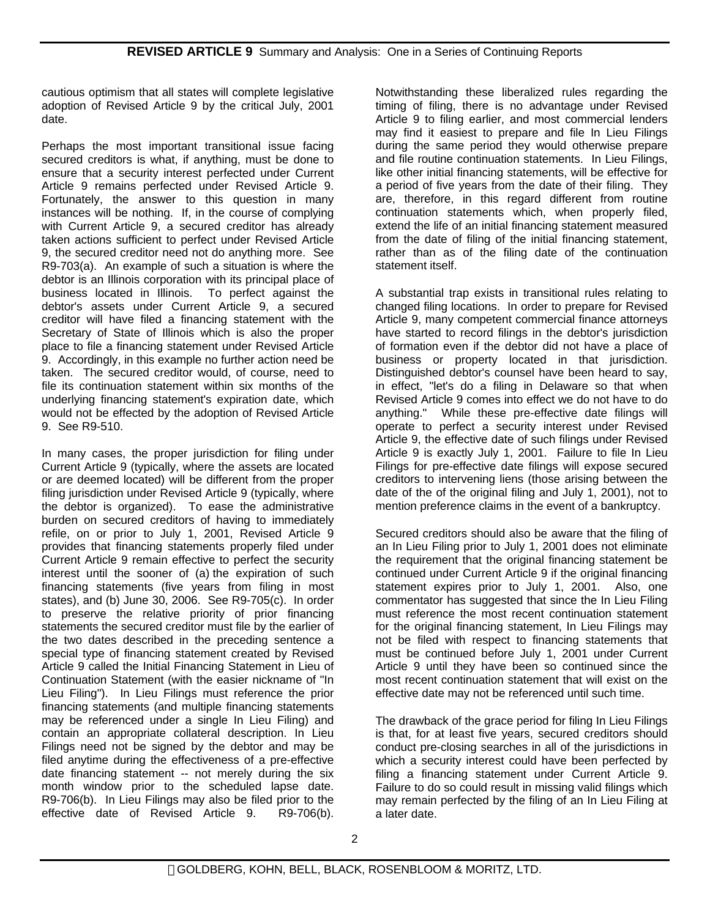cautious optimism that all states will complete legislative adoption of Revised Article 9 by the critical July, 2001 date.

Perhaps the most important transitional issue facing secured creditors is what, if anything, must be done to ensure that a security interest perfected under Current Article 9 remains perfected under Revised Article 9. Fortunately, the answer to this question in many instances will be nothing. If, in the course of complying with Current Article 9, a secured creditor has already taken actions sufficient to perfect under Revised Article 9, the secured creditor need not do anything more. See R9-703(a). An example of such a situation is where the debtor is an Illinois corporation with its principal place of business located in Illinois. To perfect against the debtor's assets under Current Article 9, a secured creditor will have filed a financing statement with the Secretary of State of Illinois which is also the proper place to file a financing statement under Revised Article 9. Accordingly, in this example no further action need be taken. The secured creditor would, of course, need to file its continuation statement within six months of the underlying financing statement's expiration date, which would not be effected by the adoption of Revised Article 9. See R9-510.

In many cases, the proper jurisdiction for filing under Current Article 9 (typically, where the assets are located or are deemed located) will be different from the proper filing jurisdiction under Revised Article 9 (typically, where the debtor is organized). To ease the administrative burden on secured creditors of having to immediately refile, on or prior to July 1, 2001, Revised Article 9 provides that financing statements properly filed under Current Article 9 remain effective to perfect the security interest until the sooner of (a) the expiration of such financing statements (five years from filing in most states), and (b) June 30, 2006. See R9-705(c). In order to preserve the relative priority of prior financing statements the secured creditor must file by the earlier of the two dates described in the preceding sentence a special type of financing statement created by Revised Article 9 called the Initial Financing Statement in Lieu of Continuation Statement (with the easier nickname of "In Lieu Filing"). In Lieu Filings must reference the prior financing statements (and multiple financing statements may be referenced under a single In Lieu Filing) and contain an appropriate collateral description. In Lieu Filings need not be signed by the debtor and may be filed anytime during the effectiveness of a pre-effective date financing statement -- not merely during the six month window prior to the scheduled lapse date. R9-706(b). In Lieu Filings may also be filed prior to the effective date of Revised Article 9. R9-706(b).

Notwithstanding these liberalized rules regarding the timing of filing, there is no advantage under Revised Article 9 to filing earlier, and most commercial lenders may find it easiest to prepare and file In Lieu Filings during the same period they would otherwise prepare and file routine continuation statements. In Lieu Filings, like other initial financing statements, will be effective for a period of five years from the date of their filing. They are, therefore, in this regard different from routine continuation statements which, when properly filed, extend the life of an initial financing statement measured from the date of filing of the initial financing statement, rather than as of the filing date of the continuation statement itself.

A substantial trap exists in transitional rules relating to changed filing locations. In order to prepare for Revised Article 9, many competent commercial finance attorneys have started to record filings in the debtor's jurisdiction of formation even if the debtor did not have a place of business or property located in that jurisdiction. Distinguished debtor's counsel have been heard to say, in effect, "let's do a filing in Delaware so that when Revised Article 9 comes into effect we do not have to do anything." While these pre-effective date filings will operate to perfect a security interest under Revised Article 9, the effective date of such filings under Revised Article 9 is exactly July 1, 2001. Failure to file In Lieu Filings for pre-effective date filings will expose secured creditors to intervening liens (those arising between the date of the of the original filing and July 1, 2001), not to mention preference claims in the event of a bankruptcy.

Secured creditors should also be aware that the filing of an In Lieu Filing prior to July 1, 2001 does not eliminate the requirement that the original financing statement be continued under Current Article 9 if the original financing statement expires prior to July 1, 2001. Also, one commentator has suggested that since the In Lieu Filing must reference the most recent continuation statement for the original financing statement, In Lieu Filings may not be filed with respect to financing statements that must be continued before July 1, 2001 under Current Article 9 until they have been so continued since the most recent continuation statement that will exist on the effective date may not be referenced until such time.

The drawback of the grace period for filing In Lieu Filings is that, for at least five years, secured creditors should conduct pre-closing searches in all of the jurisdictions in which a security interest could have been perfected by filing a financing statement under Current Article 9. Failure to do so could result in missing valid filings which may remain perfected by the filing of an In Lieu Filing at a later date.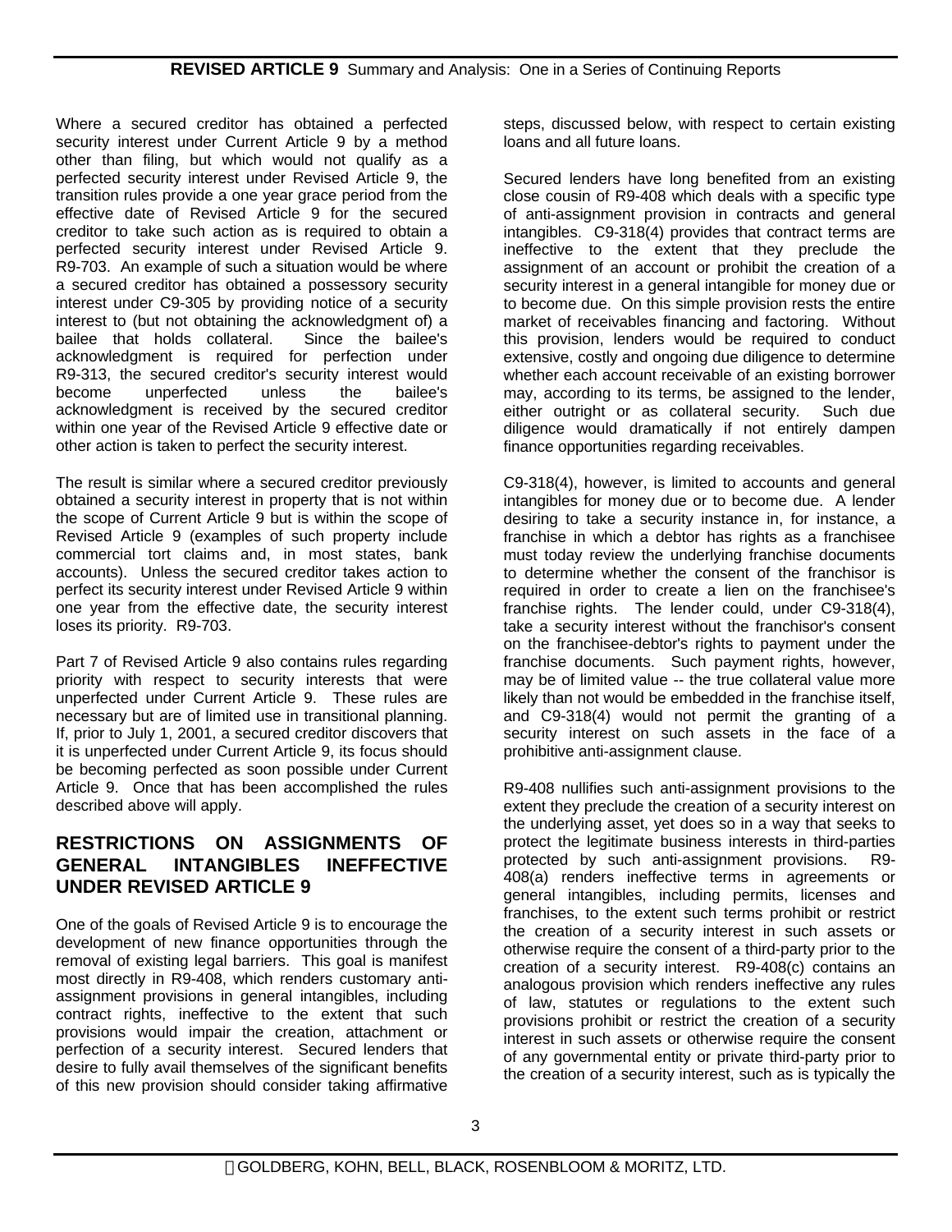Where a secured creditor has obtained a perfected security interest under Current Article 9 by a method other than filing, but which would not qualify as a perfected security interest under Revised Article 9, the transition rules provide a one year grace period from the effective date of Revised Article 9 for the secured creditor to take such action as is required to obtain a perfected security interest under Revised Article 9. R9-703. An example of such a situation would be where a secured creditor has obtained a possessory security interest under C9-305 by providing notice of a security interest to (but not obtaining the acknowledgment of) a bailee that holds collateral. Since the bailee's acknowledgment is required for perfection under R9-313, the secured creditor's security interest would become unperfected unless the bailee's acknowledgment is received by the secured creditor within one year of the Revised Article 9 effective date or other action is taken to perfect the security interest.

The result is similar where a secured creditor previously obtained a security interest in property that is not within the scope of Current Article 9 but is within the scope of Revised Article 9 (examples of such property include commercial tort claims and, in most states, bank accounts). Unless the secured creditor takes action to perfect its security interest under Revised Article 9 within one year from the effective date, the security interest loses its priority. R9-703.

Part 7 of Revised Article 9 also contains rules regarding priority with respect to security interests that were unperfected under Current Article 9. These rules are necessary but are of limited use in transitional planning. If, prior to July 1, 2001, a secured creditor discovers that it is unperfected under Current Article 9, its focus should be becoming perfected as soon possible under Current Article 9. Once that has been accomplished the rules described above will apply.

## RESTRICTIONS ON ASSIGNMENTS OF GENERAL INTANGIBLES INEFFECTIVE UNDER REVISED ARTICLE 9

One of the goals of Revised Article 9 is to encourage the development of new finance opportunities through the removal of existing legal barriers. This goal is manifest most directly in R9-408, which renders customary anti-assignment provisions in general intangibles, including contract rights, ineffective to the extent that such provisions would impair the creation, attachment or perfection of a security interest. Secured lenders that desire to fully avail themselves of the significant benefits of this new provision should consider taking affirmative steps, discussed below, with respect to certain existing loans and all future loans.

Secured lenders have long benefited from an existing close cousin of R9-408 which deals with a specific type of anti-assignment provision in contracts and general intangibles. C9-318(4) provides that contract terms are ineffective to the extent that they preclude the assignment of an account or prohibit the creation of a security interest in a general intangible for money due or to become due. On this simple provision rests the entire market of receivables financing and factoring. Without this provision, lenders would be required to conduct extensive, costly and ongoing due diligence to determine whether each account receivable of an existing borrower may, according to its terms, be assigned to the lender, either outright or as collateral security. Such due diligence would dramatically if not entirely dampen finance opportunities regarding receivables.

C9-318(4), however, is limited to accounts and general intangibles for money due or to become due. A lender desiring to take a security instance in, for instance, a franchise in which a debtor has rights as a franchisee must today review the underlying franchise documents to determine whether the consent of the franchisor is required in order to create a lien on the franchisee's franchise rights. The lender could, under C9-318(4), take a security interest without the franchisor's consent on the franchisee-debtor's rights to payment under the franchise documents. Such payment rights, however, may be of limited value -- the true collateral value more likely than not would be embedded in the franchise itself, and C9-318(4) would not permit the granting of a security interest on such assets in the face of a prohibitive anti-assignment clause.

R9-408 nullifies such anti-assignment provisions to the extent they preclude the creation of a security interest on the underlying asset, yet does so in a way that seeks to protect the legitimate business interests in third-parties protected by such anti-assignment provisions. R9-408(a) renders ineffective terms in agreements or general intangibles, including permits, licenses and franchises, to the extent such terms prohibit or restrict the creation of a security interest in such assets or otherwise require the consent of a third-party prior to the creation of a security interest. R9-408(c) contains an analogous provision which renders ineffective any rules of law, statutes or regulations to the extent such provisions prohibit or restrict the creation of a security interest in such assets or otherwise require the consent of any governmental entity or private third-party prior to the creation of a security interest, such as is typically the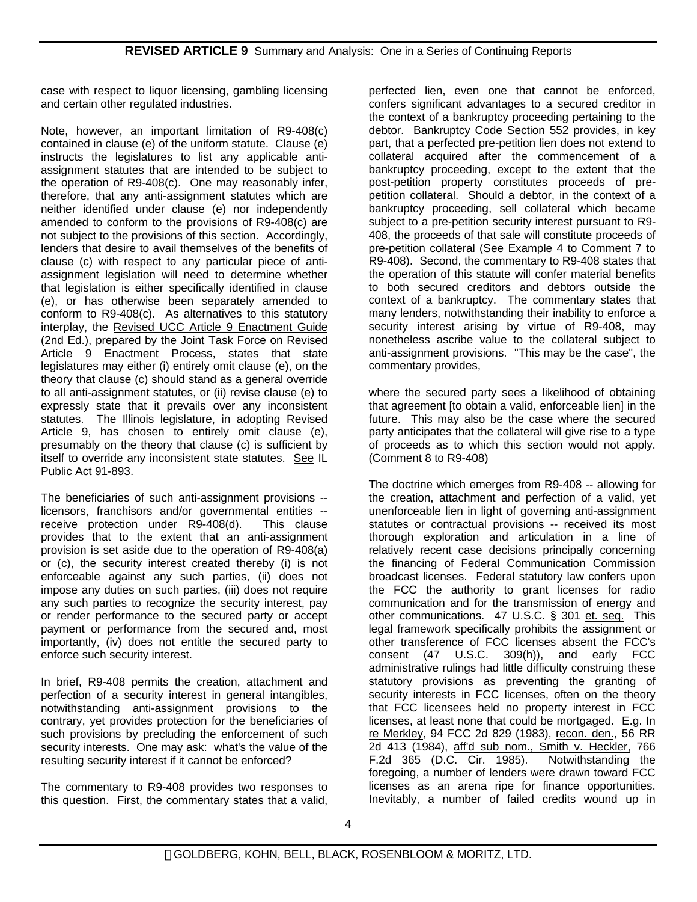case with respect to liquor licensing, gambling licensing and certain other regulated industries.

Note, however, an important limitation of R9-408(c) contained in clause (e) of the uniform statute. Clause (e) instructs the legislatures to list any applicable anti-assignment statutes that are intended to be subject to the operation of R9-408(c). One may reasonably infer, therefore, that any anti-assignment statutes which are neither identified under clause (e) nor independently amended to conform to the provisions of R9-408(c) are not subject to the provisions of this section. Accordingly, lenders that desire to avail themselves of the benefits of clause (c) with respect to any particular piece of anti-assignment legislation will need to determine whether that legislation is either specifically identified in clause (e), or has otherwise been separately amended to conform to R9-408(c). As alternatives to this statutory interplay, the Revised UCC Article 9 Enactment Guide (2nd Ed.), prepared by the Joint Task Force on Revised Article 9 Enactment Process, states that state legislatures may either (i) entirely omit clause (e), on the theory that clause (c) should stand as a general override to all anti-assignment statutes, or (ii) revise clause (e) to expressly state that it prevails over any inconsistent statutes. The Illinois legislature, in adopting Revised Article 9, has chosen to entirely omit clause (e), presumably on the theory that clause (c) is sufficient by itself to override any inconsistent state statutes. See IL Public Act 91-893.

The beneficiaries of such anti-assignment provisions -- licensors, franchisors and/or governmental entities -- receive protection under R9-408(d). This clause provides that to the extent that an anti-assignment provision is set aside due to the operation of R9-408(a) or (c), the security interest created thereby (i) is not enforceable against any such parties, (ii) does not impose any duties on such parties, (iii) does not require any such parties to recognize the security interest, pay or render performance to the secured party or accept payment or performance from the secured and, most importantly, (iv) does not entitle the secured party to enforce such security interest.

In brief, R9-408 permits the creation, attachment and perfection of a security interest in general intangibles, notwithstanding anti-assignment provisions to the contrary, yet provides protection for the beneficiaries of such provisions by precluding the enforcement of such security interests. One may ask: what's the value of the resulting security interest if it cannot be enforced?

The commentary to R9-408 provides two responses to this question. First, the commentary states that a valid, perfected lien, even one that cannot be enforced, confers significant advantages to a secured creditor in the context of a bankruptcy proceeding pertaining to the debtor. Bankruptcy Code Section 552 provides, in key part, that a perfected pre-petition lien does not extend to collateral acquired after the commencement of a bankruptcy proceeding, except to the extent that the post-petition property constitutes proceeds of pre-petition collateral. Should a debtor, in the context of a bankruptcy proceeding, sell collateral which became subject to a pre-petition security interest pursuant to R9-408, the proceeds of that sale will constitute proceeds of pre-petition collateral (See Example 4 to Comment 7 to R9-408). Second, the commentary to R9-408 states that the operation of this statute will confer material benefits to both secured creditors and debtors outside the context of a bankruptcy. The commentary states that many lenders, notwithstanding their inability to enforce a security interest arising by virtue of R9-408, may nonetheless ascribe value to the collateral subject to anti-assignment provisions. "This may be the case", the commentary provides,

> where the secured party sees a likelihood of obtaining that agreement [to obtain a valid, enforceable lien] in the future. This may also be the case where the secured party anticipates that the collateral will give rise to a type of proceeds as to which this section would not apply. (Comment 8 to R9-408)

The doctrine which emerges from R9-408 -- allowing for the creation, attachment and perfection of a valid, yet unenforceable lien in light of governing anti-assignment statutes or contractual provisions -- received its most thorough exploration and articulation in a line of relatively recent case decisions principally concerning the financing of Federal Communication Commission broadcast licenses. Federal statutory law confers upon the FCC the authority to grant licenses for radio communication and for the transmission of energy and other communications. 47 U.S.C. § 301 et. seq. This legal framework specifically prohibits the assignment or other transference of FCC licenses absent the FCC's consent (47 U.S.C. 309(h)), and early FCC administrative rulings had little difficulty construing these statutory provisions as preventing the granting of security interests in FCC licenses, often on the theory that FCC licensees held no property interest in FCC licenses, at least none that could be mortgaged. E.g. In re Merkley, 94 FCC 2d 829 (1983), recon. den., 56 RR 2d 413 (1984), aff'd sub nom., Smith v. Heckler, 766 F.2d 365 (D.C. Cir. 1985). Notwithstanding the foregoing, a number of lenders were drawn toward FCC licenses as an arena ripe for finance opportunities. Inevitably, a number of failed credits wound up in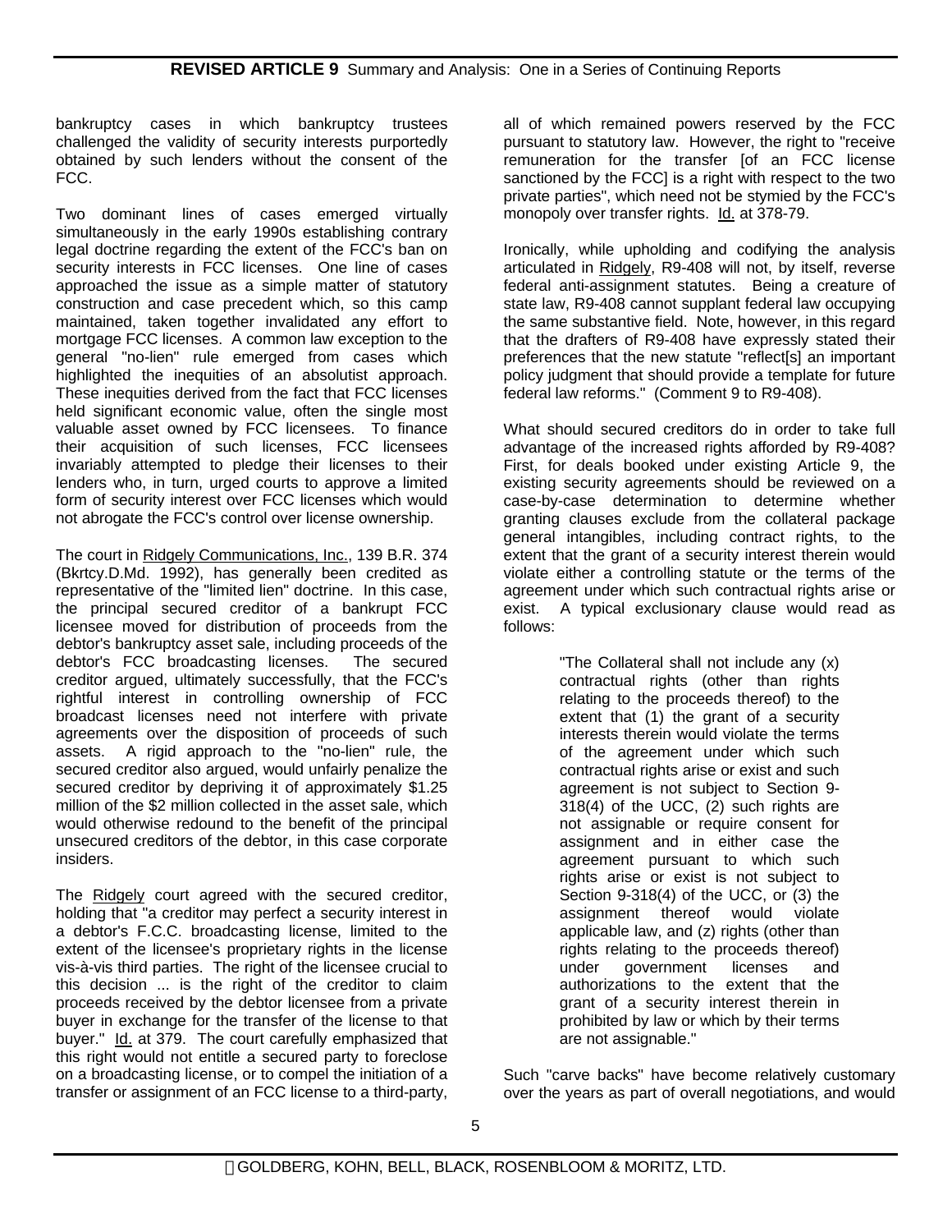bankruptcy cases in which bankruptcy trustees challenged the validity of security interests purportedly obtained by such lenders without the consent of the FCC.

Two dominant lines of cases emerged virtually simultaneously in the early 1990s establishing contrary legal doctrine regarding the extent of the FCC's ban on security interests in FCC licenses. One line of cases approached the issue as a simple matter of statutory construction and case precedent which, so this camp maintained, taken together invalidated any effort to mortgage FCC licenses. A common law exception to the general "no-lien" rule emerged from cases which highlighted the inequities of an absolutist approach. These inequities derived from the fact that FCC licenses held significant economic value, often the single most valuable asset owned by FCC licensees. To finance their acquisition of such licenses, FCC licensees invariably attempted to pledge their licenses to their lenders who, in turn, urged courts to approve a limited form of security interest over FCC licenses which would not abrogate the FCC's control over license ownership.

The court in Ridgely Communications, Inc., 139 B.R. 374 (Bkrtcy.D.Md. 1992), has generally been credited as representative of the "limited lien" doctrine. In this case, the principal secured creditor of a bankrupt FCC licensee moved for distribution of proceeds from the debtor's bankruptcy asset sale, including proceeds of the debtor's FCC broadcasting licenses. The secured creditor argued, ultimately successfully, that the FCC's rightful interest in controlling ownership of FCC broadcast licenses need not interfere with private agreements over the disposition of proceeds of such assets. A rigid approach to the "no-lien" rule, the secured creditor also argued, would unfairly penalize the secured creditor by depriving it of approximately $1.25 million of the $2 million collected in the asset sale, which would otherwise redound to the benefit of the principal unsecured creditors of the debtor, in this case corporate insiders.

The Ridgely court agreed with the secured creditor, holding that "a creditor may perfect a security interest in a debtor's F.C.C. broadcasting license, limited to the extent of the licensee's proprietary rights in the license vis-à-vis third parties. The right of the licensee crucial to this decision ... is the right of the creditor to claim proceeds received by the debtor licensee from a private buyer in exchange for the transfer of the license to that buyer." Id. at 379. The court carefully emphasized that this right would not entitle a secured party to foreclose on a broadcasting license, or to compel the initiation of a transfer or assignment of an FCC license to a third-party, all of which remained powers reserved by the FCC pursuant to statutory law. However, the right to "receive remuneration for the transfer [of an FCC license sanctioned by the FCC] is a right with respect to the two private parties", which need not be stymied by the FCC's monopoly over transfer rights. Id. at 378-79.

Ironically, while upholding and codifying the analysis articulated in Ridgely, R9-408 will not, by itself, reverse federal anti-assignment statutes. Being a creature of state law, R9-408 cannot supplant federal law occupying the same substantive field. Note, however, in this regard that the drafters of R9-408 have expressly stated their preferences that the new statute "reflect[s] an important policy judgment that should provide a template for future federal law reforms." (Comment 9 to R9-408).

What should secured creditors do in order to take full advantage of the increased rights afforded by R9-408? First, for deals booked under existing Article 9, the existing security agreements should be reviewed on a case-by-case determination to determine whether granting clauses exclude from the collateral package general intangibles, including contract rights, to the extent that the grant of a security interest therein would violate either a controlling statute or the terms of the agreement under which such contractual rights arise or exist. A typical exclusionary clause would read as follows:

> "The Collateral shall not include any (x) contractual rights (other than rights relating to the proceeds thereof) to the extent that (1) the grant of a security interests therein would violate the terms of the agreement under which such contractual rights arise or exist and such agreement is not subject to Section 9-318(4) of the UCC, (2) such rights are not assignable or require consent for assignment and in either case the agreement pursuant to which such rights arise or exist is not subject to Section 9-318(4) of the UCC, or (3) the assignment thereof would violate applicable law, and (z) rights (other than rights relating to the proceeds thereof) under government licenses and authorizations to the extent that the grant of a security interest therein in prohibited by law or which by their terms are not assignable."

Such "carve backs" have become relatively customary over the years as part of overall negotiations, and would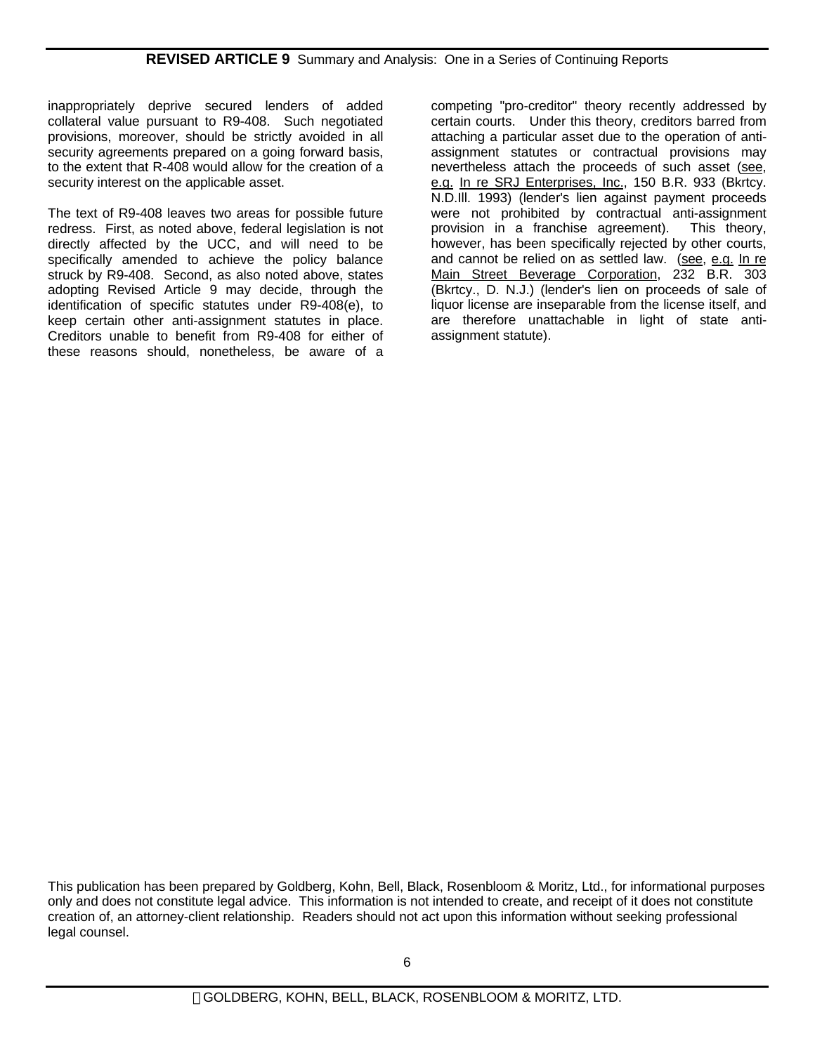inappropriately deprive secured lenders of added collateral value pursuant to R9-408. Such negotiated provisions, moreover, should be strictly avoided in all security agreements prepared on a going forward basis, to the extent that R-408 would allow for the creation of a security interest on the applicable asset.

The text of R9-408 leaves two areas for possible future redress. First, as noted above, federal legislation is not directly affected by the UCC, and will need to be specifically amended to achieve the policy balance struck by R9-408. Second, as also noted above, states adopting Revised Article 9 may decide, through the identification of specific statutes under R9-408(e), to keep certain other anti-assignment statutes in place. Creditors unable to benefit from R9-408 for either of these reasons should, nonetheless, be aware of a competing "pro-creditor" theory recently addressed by certain courts. Under this theory, creditors barred from attaching a particular asset due to the operation of anti-assignment statutes or contractual provisions may nevertheless attach the proceeds of such asset (see, e.g. In re SRJ Enterprises, Inc., 150 B.R. 933 (Bkrtcy. N.D.Ill. 1993) (lender's lien against payment proceeds were not prohibited by contractual anti-assignment provision in a franchise agreement). This theory, however, has been specifically rejected by other courts, and cannot be relied on as settled law. (see, e.g. In re Main Street Beverage Corporation, 232 B.R. 303 (Bkrtcy., D. N.J.) (lender's lien on proceeds of sale of liquor license are inseparable from the license itself, and are therefore unattachable in light of state anti-assignment statute).

This publication has been prepared by Goldberg, Kohn, Bell, Black, Rosenbloom & Moritz, Ltd., for informational purposes only and does not constitute legal advice. This information is not intended to create, and receipt of it does not constitute creation of, an attorney-client relationship. Readers should not act upon this information without seeking professional legal counsel.